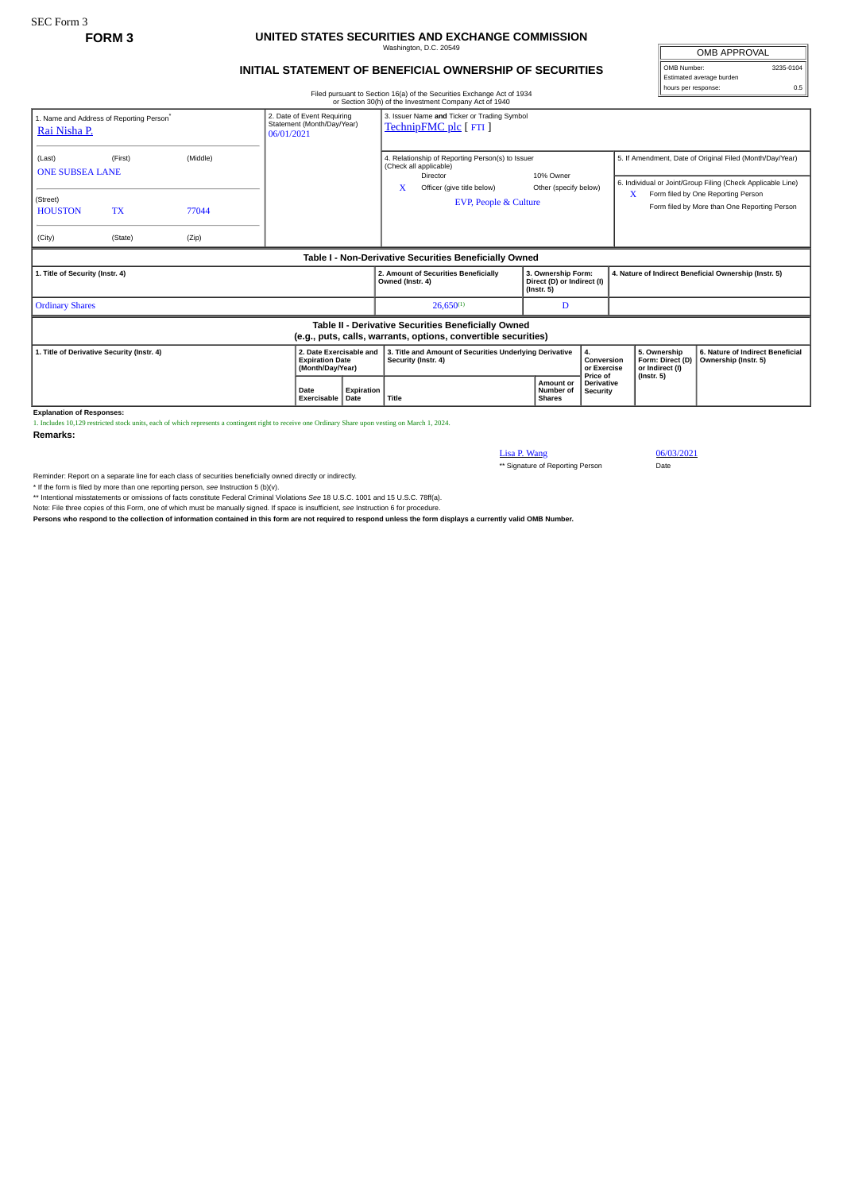SEC Form 3

**FORM 3**

# UNITED STATES SECURITIES AND EXCHANGE COMMISSION

Washington, D.C. 20549

## INITIAL STATEMENT OF BENEFICIAL OWNERSHIP OF SECURITIES

| OMB APPROVAL | |
|---|---|
| OMB Number: | 3235-0104 |
| Estimated average burden | |
| hours per response: | 0.5 |

Filed pursuant to Section 16(a) of the Securities Exchange Act of 1934 or Section 30(h) of the Investment Company Act of 1940

1. Name and Address of Reporting Person*
Rai Nisha P.

(Last) (First) (Middle)
ONE SUBSEA LANE

(Street)
HOUSTON TX 77044

(City) (State) (Zip)

2. Date of Event Requiring Statement (Month/Day/Year)
06/01/2021

3. Issuer Name and Ticker or Trading Symbol
TechnipFMC plc [ FTI ]

4. Relationship of Reporting Person(s) to Issuer (Check all applicable)
Director
10% Owner
X Officer (give title below)
Other (specify below)
EVP, People & Culture

5. If Amendment, Date of Original Filed (Month/Day/Year)

6. Individual or Joint/Group Filing (Check Applicable Line)
X Form filed by One Reporting Person
Form filed by More than One Reporting Person

**Table I - Non-Derivative Securities Beneficially Owned**

| 1. Title of Security (Instr. 4) | 2. Amount of Securities Beneficially Owned (Instr. 4) | 3. Ownership Form: Direct (D) or Indirect (I) (Instr. 5) | 4. Nature of Indirect Beneficial Ownership (Instr. 5) |
|---|---|---|---|
| Ordinary Shares | 26,650[(1)] | D | |

**Table II - Derivative Securities Beneficially Owned (e.g., puts, calls, warrants, options, convertible securities)**

| 1. Title of Derivative Security (Instr. 4) | 2. Date Exercisable and Expiration Date (Month/Day/Year) | | 3. Title and Amount of Securities Underlying Derivative Security (Instr. 4) | | 4. Conversion or Exercise Price of Derivative Security | 5. Ownership Form: Direct (D) or Indirect (I) (Instr. 5) | 6. Nature of Indirect Beneficial Ownership (Instr. 5) |
|---|---|---|---|---|---|---|---|
| | Date Exercisable | Expiration Date | Title | Amount or Number of Shares | | | |

**Explanation of Responses:**

1. Includes 10,129 restricted stock units, each of which represents a contingent right to receive one Ordinary Share upon vesting on March 1, 2024.

**Remarks:**

Lisa P. Wang — 06/03/2021

** Signature of Reporting Person — Date

Reminder: Report on a separate line for each class of securities beneficially owned directly or indirectly.

* If the form is filed by more than one reporting person, *see* Instruction 5 (b)(v).

** Intentional misstatements or omissions of facts constitute Federal Criminal Violations *See* 18 U.S.C. 1001 and 15 U.S.C. 78ff(a).

Note: File three copies of this Form, one of which must be manually signed. If space is insufficient, *see* Instruction 6 for procedure.

**Persons who respond to the collection of information contained in this form are not required to respond unless the form displays a currently valid OMB Number.**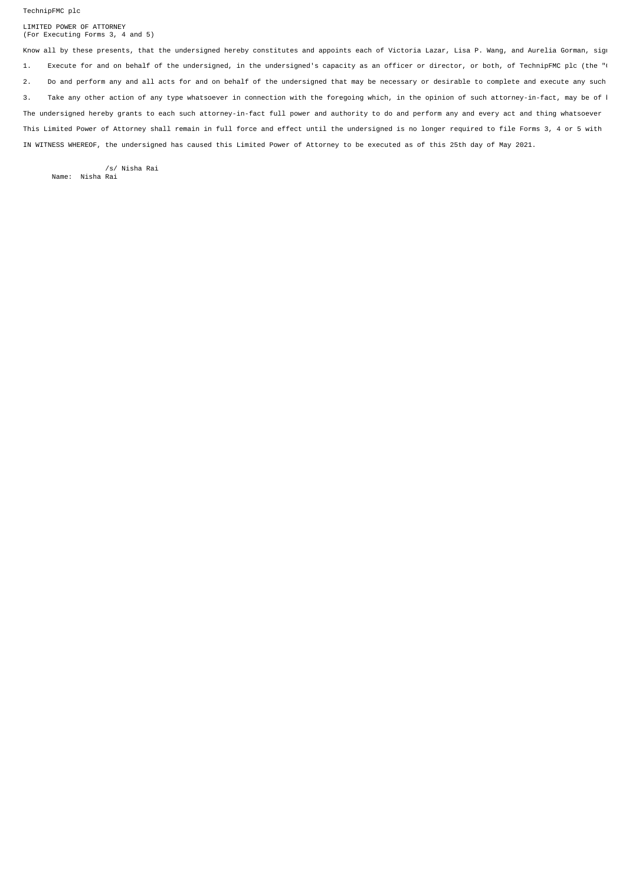TechnipFMC plc

LIMITED POWER OF ATTORNEY
(For Executing Forms 3, 4 and 5)

Know all by these presents, that the undersigned hereby constitutes and appoints each of Victoria Lazar, Lisa P. Wang, and Aurelia Gorman, sig

1. Execute for and on behalf of the undersigned, in the undersigned's capacity as an officer or director, or both, of TechnipFMC plc (the "

2. Do and perform any and all acts for and on behalf of the undersigned that may be necessary or desirable to complete and execute any such

3. Take any other action of any type whatsoever in connection with the foregoing which, in the opinion of such attorney-in-fact, may be of

The undersigned hereby grants to each such attorney-in-fact full power and authority to do and perform any and every act and thing whatsoever

This Limited Power of Attorney shall remain in full force and effect until the undersigned is no longer required to file Forms 3, 4 or 5 with

IN WITNESS WHEREOF, the undersigned has caused this Limited Power of Attorney to be executed as of this 25th day of May 2021.

/s/ Nisha Rai
Name: Nisha Rai